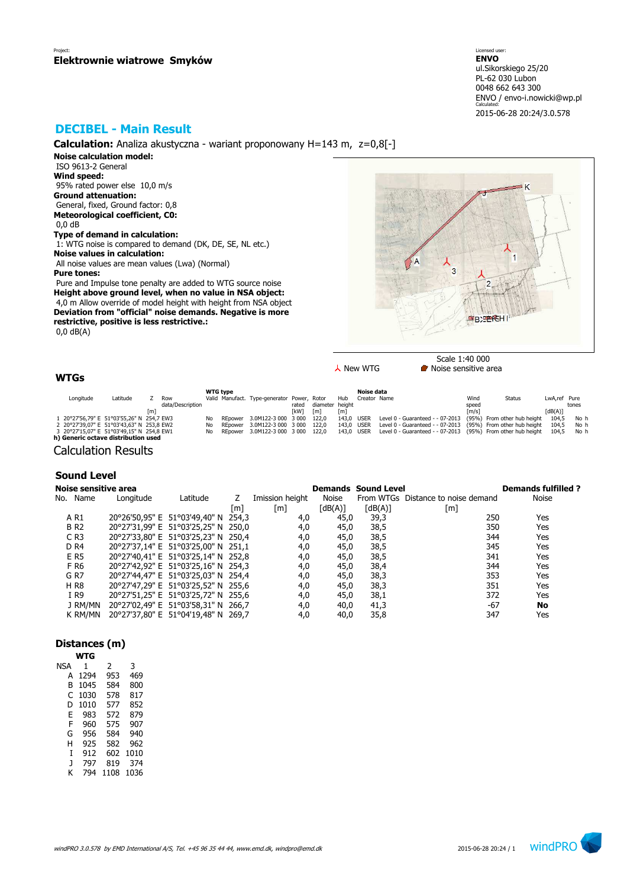Project:
**Elektrownie wiatrowe Smyków**

Licensed user:
**ENVO**
ul.Sikorskiego 25/20
PL-62 030 Lubon
0048 662 643 300
ENVO / envo-i.nowicki@wp.pl
Calculated:
2015-06-28 20:24/3.0.578

# DECIBEL - Main Result

**Calculation:** Analiza akustyczna - wariant proponowany H=143 m, z=0,8[-]

**Noise calculation model:**
ISO 9613-2 General
**Wind speed:**
95% rated power else 10,0 m/s
**Ground attenuation:**
General, fixed, Ground factor: 0,8
**Meteorological coefficient, C0:**
0,0 dB
**Type of demand in calculation:**
1: WTG noise is compared to demand (DK, DE, SE, NL etc.)
**Noise values in calculation:**
All noise values are mean values (Lwa) (Normal)
**Pure tones:**
Pure and Impulse tone penalty are added to WTG source noise
**Height above ground level, when no value in NSA object:**
4,0 m Allow override of model height with height from NSA object
**Deviation from "official" noise demands. Negative is more restrictive, positive is less restrictive.:**
0,0 dB(A)

Scale 1:40 000
New WTG   Noise sensitive area

## WTGs

| | Longitude | Latitude | Z | Row data/Description | WTG type Valid | Manufact. | Type-generator | Power, rated | Rotor diameter | Hub height | Noise data Creator | Name | Wind speed | Status | LwA,ref | Pure tones |
|---|---|---|---|---|---|---|---|---|---|---|---|---|---|---|---|---|
| | | | [m] | | | | | [kW] | [m] | [m] | | | [m/s] | | [dB(A)] | |
| 1 | 20°27'56,79" E | 51°03'55,26" N | 254,7 | EW3 | No | REpower | 3.0M122-3 000 | 3 000 | 122,0 | 143,0 | USER | Level 0 - Guaranteed - - 07-2013 | (95%) | From other hub height | 104,5 | No h |
| 2 | 20°27'39,07" E | 51°03'43,63" N | 253,8 | EW2 | No | REpower | 3.0M122-3 000 | 3 000 | 122,0 | 143,0 | USER | Level 0 - Guaranteed - - 07-2013 | (95%) | From other hub height | 104,5 | No h |
| 3 | 20°27'15,07" E | 51°03'49,15" N | 254,8 | EW1 | No | REpower | 3.0M122-3 000 | 3 000 | 122,0 | 143,0 | USER | Level 0 - Guaranteed - - 07-2013 | (95%) | From other hub height | 104,5 | No h |

**h) Generic octave distribution used**

# Calculation Results

## Sound Level

| Noise sensitive area No. | Name | Longitude | Latitude | Z | Imission height | Demands Noise | Sound Level From WTGs | Distance to noise demand | Demands fulfilled ? Noise |
|---|---|---|---|---|---|---|---|---|---|
| | | | | [m] | [m] | [dB(A)] | [dB(A)] | [m] | |
| A | R1 | 20°26'50,95" E | 51°03'49,40" N | 254,3 | 4,0 | 45,0 | 39,3 | 250 | Yes |
| B | R2 | 20°27'31,99" E | 51°03'25,25" N | 250,0 | 4,0 | 45,0 | 38,5 | 350 | Yes |
| C | R3 | 20°27'33,80" E | 51°03'25,23" N | 250,4 | 4,0 | 45,0 | 38,5 | 344 | Yes |
| D | R4 | 20°27'37,14" E | 51°03'25,00" N | 251,1 | 4,0 | 45,0 | 38,5 | 345 | Yes |
| E | R5 | 20°27'40,41" E | 51°03'25,14" N | 252,8 | 4,0 | 45,0 | 38,5 | 341 | Yes |
| F | R6 | 20°27'42,92" E | 51°03'25,16" N | 254,3 | 4,0 | 45,0 | 38,4 | 344 | Yes |
| G | R7 | 20°27'44,47" E | 51°03'25,03" N | 254,4 | 4,0 | 45,0 | 38,3 | 353 | Yes |
| H | R8 | 20°27'47,29" E | 51°03'25,52" N | 255,6 | 4,0 | 45,0 | 38,3 | 351 | Yes |
| I | R9 | 20°27'51,25" E | 51°03'25,72" N | 255,6 | 4,0 | 45,0 | 38,1 | 372 | Yes |
| J | RM/MN | 20°27'02,49" E | 51°03'58,31" N | 266,7 | 4,0 | 40,0 | 41,3 | -67 | **No** |
| K | RM/MN | 20°27'37,80" E | 51°04'19,48" N | 269,7 | 4,0 | 40,0 | 35,8 | 347 | Yes |

## Distances (m)

| NSA | WTG 1 | 2 | 3 |
|---|---|---|---|
| A | 1294 | 953 | 469 |
| B | 1045 | 584 | 800 |
| C | 1030 | 578 | 817 |
| D | 1010 | 577 | 852 |
| E | 983 | 572 | 879 |
| F | 960 | 575 | 907 |
| G | 956 | 584 | 940 |
| H | 925 | 582 | 962 |
| I | 912 | 602 | 1010 |
| J | 797 | 819 | 374 |
| K | 794 | 1108 | 1036 |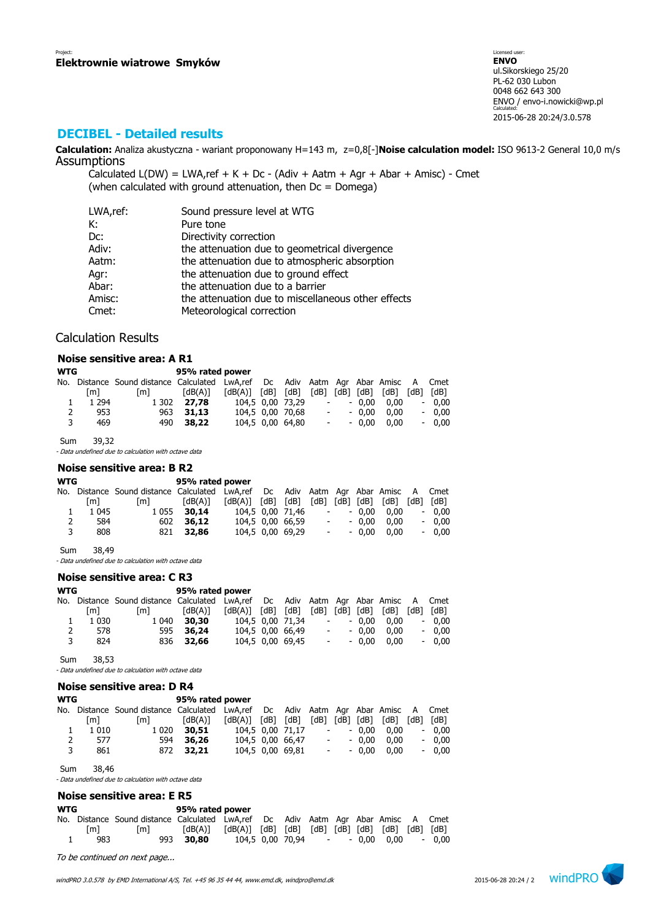Project:
**Elektrownie wiatrowe Smyków**

Licensed user:
**ENVO**
ul.Sikorskiego 25/20
PL-62 030 Lubon
0048 662 643 300
ENVO / envo-i.nowicki@wp.pl
Calculated:
2015-06-28 20:24/3.0.578

## DECIBEL - Detailed results

**Calculation:** Analiza akustyczna - wariant proponowany H=143 m, z=0,8[-]**Noise calculation model:** ISO 9613-2 General 10,0 m/s

Assumptions

Calculated L(DW) = LWA,ref + K + Dc - (Adiv + Aatm + Agr + Abar + Amisc) - Cmet
(when calculated with ground attenuation, then Dc = Domega)

| | |
|---|---|
| LWA,ref: | Sound pressure level at WTG |
| K: | Pure tone |
| Dc: | Directivity correction |
| Adiv: | the attenuation due to geometrical divergence |
| Aatm: | the attenuation due to atmospheric absorption |
| Agr: | the attenuation due to ground effect |
| Abar: | the attenuation due to a barrier |
| Amisc: | the attenuation due to miscellaneous other effects |
| Cmet: | Meteorological correction |

### Calculation Results

#### Noise sensitive area: A R1

| WTG | | | 95% rated power | | | | | | | | | |
|---|---|---|---|---|---|---|---|---|---|---|---|---|
| No. | Distance | Sound distance | Calculated | LwA,ref | Dc | Adiv | Aatm | Agr | Abar | Amisc | A | Cmet |
| | [m] | [m] | [dB(A)] | [dB(A)] | [dB] | [dB] | [dB] | [dB] | [dB] | [dB] | [dB] | [dB] |
| 1 | 1 294 | 1 302 | **27,78** | 104,5 | 0,00 | 73,29 | - | - | 0,00 | 0,00 | - | 0,00 |
| 2 | 953 | 963 | **31,13** | 104,5 | 0,00 | 70,68 | - | - | 0,00 | 0,00 | - | 0,00 |
| 3 | 469 | 490 | **38,22** | 104,5 | 0,00 | 64,80 | - | - | 0,00 | 0,00 | - | 0,00 |

Sum 39,32

*- Data undefined due to calculation with octave data*

#### Noise sensitive area: B R2

| WTG | | | 95% rated power | | | | | | | | | |
|---|---|---|---|---|---|---|---|---|---|---|---|---|
| No. | Distance | Sound distance | Calculated | LwA,ref | Dc | Adiv | Aatm | Agr | Abar | Amisc | A | Cmet |
| | [m] | [m] | [dB(A)] | [dB(A)] | [dB] | [dB] | [dB] | [dB] | [dB] | [dB] | [dB] | [dB] |
| 1 | 1 045 | 1 055 | **30,14** | 104,5 | 0,00 | 71,46 | - | - | 0,00 | 0,00 | - | 0,00 |
| 2 | 584 | 602 | **36,12** | 104,5 | 0,00 | 66,59 | - | - | 0,00 | 0,00 | - | 0,00 |
| 3 | 808 | 821 | **32,86** | 104,5 | 0,00 | 69,29 | - | - | 0,00 | 0,00 | - | 0,00 |

Sum 38,49

*- Data undefined due to calculation with octave data*

#### Noise sensitive area: C R3

| WTG | | | 95% rated power | | | | | | | | | |
|---|---|---|---|---|---|---|---|---|---|---|---|---|
| No. | Distance | Sound distance | Calculated | LwA,ref | Dc | Adiv | Aatm | Agr | Abar | Amisc | A | Cmet |
| | [m] | [m] | [dB(A)] | [dB(A)] | [dB] | [dB] | [dB] | [dB] | [dB] | [dB] | [dB] | [dB] |
| 1 | 1 030 | 1 040 | **30,30** | 104,5 | 0,00 | 71,34 | - | - | 0,00 | 0,00 | - | 0,00 |
| 2 | 578 | 595 | **36,24** | 104,5 | 0,00 | 66,49 | - | - | 0,00 | 0,00 | - | 0,00 |
| 3 | 824 | 836 | **32,66** | 104,5 | 0,00 | 69,45 | - | - | 0,00 | 0,00 | - | 0,00 |

Sum 38,53

*- Data undefined due to calculation with octave data*

#### Noise sensitive area: D R4

| WTG | | | 95% rated power | | | | | | | | | |
|---|---|---|---|---|---|---|---|---|---|---|---|---|
| No. | Distance | Sound distance | Calculated | LwA,ref | Dc | Adiv | Aatm | Agr | Abar | Amisc | A | Cmet |
| | [m] | [m] | [dB(A)] | [dB(A)] | [dB] | [dB] | [dB] | [dB] | [dB] | [dB] | [dB] | [dB] |
| 1 | 1 010 | 1 020 | **30,51** | 104,5 | 0,00 | 71,17 | - | - | 0,00 | 0,00 | - | 0,00 |
| 2 | 577 | 594 | **36,26** | 104,5 | 0,00 | 66,47 | - | - | 0,00 | 0,00 | - | 0,00 |
| 3 | 861 | 872 | **32,21** | 104,5 | 0,00 | 69,81 | - | - | 0,00 | 0,00 | - | 0,00 |

Sum 38,46

*- Data undefined due to calculation with octave data*

#### Noise sensitive area: E R5

| WTG | | | 95% rated power | | | | | | | | | |
|---|---|---|---|---|---|---|---|---|---|---|---|---|
| No. | Distance | Sound distance | Calculated | LwA,ref | Dc | Adiv | Aatm | Agr | Abar | Amisc | A | Cmet |
| | [m] | [m] | [dB(A)] | [dB(A)] | [dB] | [dB] | [dB] | [dB] | [dB] | [dB] | [dB] | [dB] |
| 1 | 983 | 993 | **30,80** | 104,5 | 0,00 | 70,94 | - | - | 0,00 | 0,00 | - | 0,00 |

*To be continued on next page...*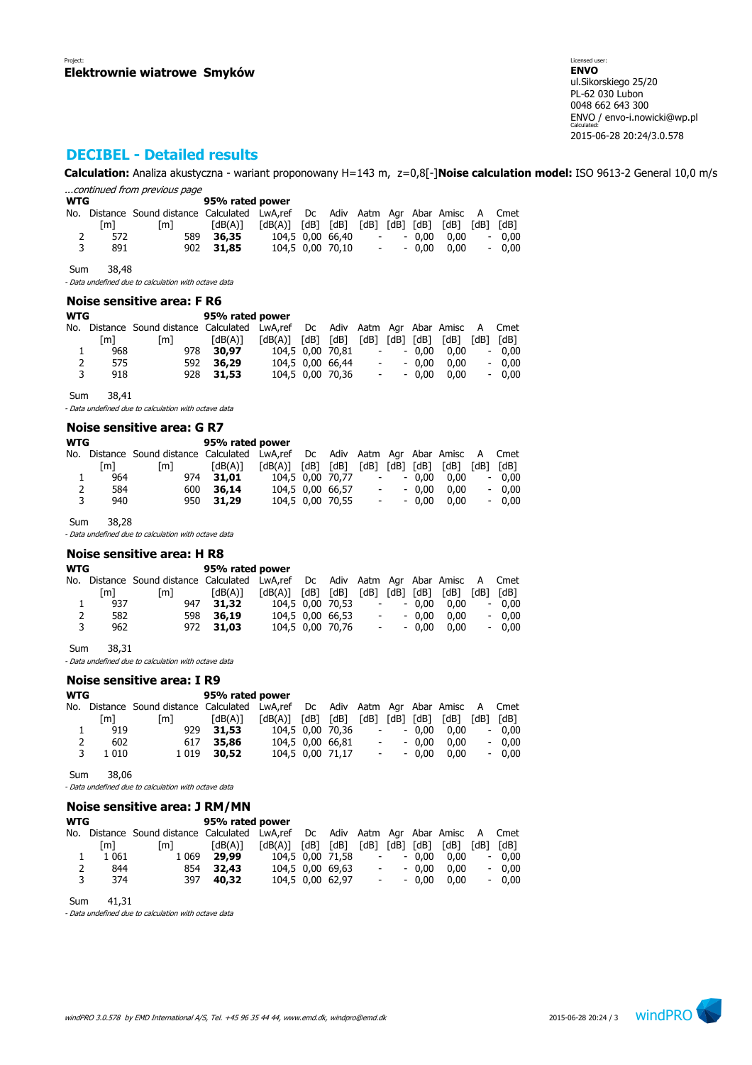Project:
**Elektrownie wiatrowe Smyków**

Licensed user:
**ENVO**
ul.Sikorskiego 25/20
PL-62 030 Lubon
0048 662 643 300
ENVO / envo-i.nowicki@wp.pl
Calculated:
2015-06-28 20:24/3.0.578

## DECIBEL - Detailed results

**Calculation:** Analiza akustyczna - wariant proponowany H=143 m, z=0,8[-]**Noise calculation model:** ISO 9613-2 General 10,0 m/s

*...continued from previous page*

| WTG | | | 95% rated power | | | | | | | | | |
|---|---|---|---|---|---|---|---|---|---|---|---|---|
| No. | Distance | Sound distance | Calculated | LwA,ref | Dc | Adiv | Aatm | Agr | Abar | Amisc | A | Cmet |
| | [m] | [m] | [dB(A)] | [dB(A)] | [dB] | [dB] | [dB] | [dB] | [dB] | [dB] | [dB] | [dB] |
| 2 | 572 | 589 | **36,35** | 104,5 | 0,00 | 66,40 | - | - | 0,00 | 0,00 | - | 0,00 |
| 3 | 891 | 902 | **31,85** | 104,5 | 0,00 | 70,10 | - | - | 0,00 | 0,00 | - | 0,00 |

Sum 38,48

*- Data undefined due to calculation with octave data*

### Noise sensitive area: F R6

| WTG | | | 95% rated power | | | | | | | | | |
|---|---|---|---|---|---|---|---|---|---|---|---|---|
| No. | Distance | Sound distance | Calculated | LwA,ref | Dc | Adiv | Aatm | Agr | Abar | Amisc | A | Cmet |
| | [m] | [m] | [dB(A)] | [dB(A)] | [dB] | [dB] | [dB] | [dB] | [dB] | [dB] | [dB] | [dB] |
| 1 | 968 | 978 | **30,97** | 104,5 | 0,00 | 70,81 | - | - | 0,00 | 0,00 | - | 0,00 |
| 2 | 575 | 592 | **36,29** | 104,5 | 0,00 | 66,44 | - | - | 0,00 | 0,00 | - | 0,00 |
| 3 | 918 | 928 | **31,53** | 104,5 | 0,00 | 70,36 | - | - | 0,00 | 0,00 | - | 0,00 |

Sum 38,41

*- Data undefined due to calculation with octave data*

### Noise sensitive area: G R7

| WTG | | | 95% rated power | | | | | | | | | |
|---|---|---|---|---|---|---|---|---|---|---|---|---|
| No. | Distance | Sound distance | Calculated | LwA,ref | Dc | Adiv | Aatm | Agr | Abar | Amisc | A | Cmet |
| | [m] | [m] | [dB(A)] | [dB(A)] | [dB] | [dB] | [dB] | [dB] | [dB] | [dB] | [dB] | [dB] |
| 1 | 964 | 974 | **31,01** | 104,5 | 0,00 | 70,77 | - | - | 0,00 | 0,00 | - | 0,00 |
| 2 | 584 | 600 | **36,14** | 104,5 | 0,00 | 66,57 | - | - | 0,00 | 0,00 | - | 0,00 |
| 3 | 940 | 950 | **31,29** | 104,5 | 0,00 | 70,55 | - | - | 0,00 | 0,00 | - | 0,00 |

Sum 38,28

*- Data undefined due to calculation with octave data*

### Noise sensitive area: H R8

| WTG | | | 95% rated power | | | | | | | | | |
|---|---|---|---|---|---|---|---|---|---|---|---|---|
| No. | Distance | Sound distance | Calculated | LwA,ref | Dc | Adiv | Aatm | Agr | Abar | Amisc | A | Cmet |
| | [m] | [m] | [dB(A)] | [dB(A)] | [dB] | [dB] | [dB] | [dB] | [dB] | [dB] | [dB] | [dB] |
| 1 | 937 | 947 | **31,32** | 104,5 | 0,00 | 70,53 | - | - | 0,00 | 0,00 | - | 0,00 |
| 2 | 582 | 598 | **36,19** | 104,5 | 0,00 | 66,53 | - | - | 0,00 | 0,00 | - | 0,00 |
| 3 | 962 | 972 | **31,03** | 104,5 | 0,00 | 70,76 | - | - | 0,00 | 0,00 | - | 0,00 |

Sum 38,31

*- Data undefined due to calculation with octave data*

### Noise sensitive area: I R9

| WTG | | | 95% rated power | | | | | | | | | |
|---|---|---|---|---|---|---|---|---|---|---|---|---|
| No. | Distance | Sound distance | Calculated | LwA,ref | Dc | Adiv | Aatm | Agr | Abar | Amisc | A | Cmet |
| | [m] | [m] | [dB(A)] | [dB(A)] | [dB] | [dB] | [dB] | [dB] | [dB] | [dB] | [dB] | [dB] |
| 1 | 919 | 929 | **31,53** | 104,5 | 0,00 | 70,36 | - | - | 0,00 | 0,00 | - | 0,00 |
| 2 | 602 | 617 | **35,86** | 104,5 | 0,00 | 66,81 | - | - | 0,00 | 0,00 | - | 0,00 |
| 3 | 1 010 | 1 019 | **30,52** | 104,5 | 0,00 | 71,17 | - | - | 0,00 | 0,00 | - | 0,00 |

Sum 38,06

*- Data undefined due to calculation with octave data*

### Noise sensitive area: J RM/MN

| WTG | | | 95% rated power | | | | | | | | | |
|---|---|---|---|---|---|---|---|---|---|---|---|---|
| No. | Distance | Sound distance | Calculated | LwA,ref | Dc | Adiv | Aatm | Agr | Abar | Amisc | A | Cmet |
| | [m] | [m] | [dB(A)] | [dB(A)] | [dB] | [dB] | [dB] | [dB] | [dB] | [dB] | [dB] | [dB] |
| 1 | 1 061 | 1 069 | **29,99** | 104,5 | 0,00 | 71,58 | - | - | 0,00 | 0,00 | - | 0,00 |
| 2 | 844 | 854 | **32,43** | 104,5 | 0,00 | 69,63 | - | - | 0,00 | 0,00 | - | 0,00 |
| 3 | 374 | 397 | **40,32** | 104,5 | 0,00 | 62,97 | - | - | 0,00 | 0,00 | - | 0,00 |

Sum 41,31

*- Data undefined due to calculation with octave data*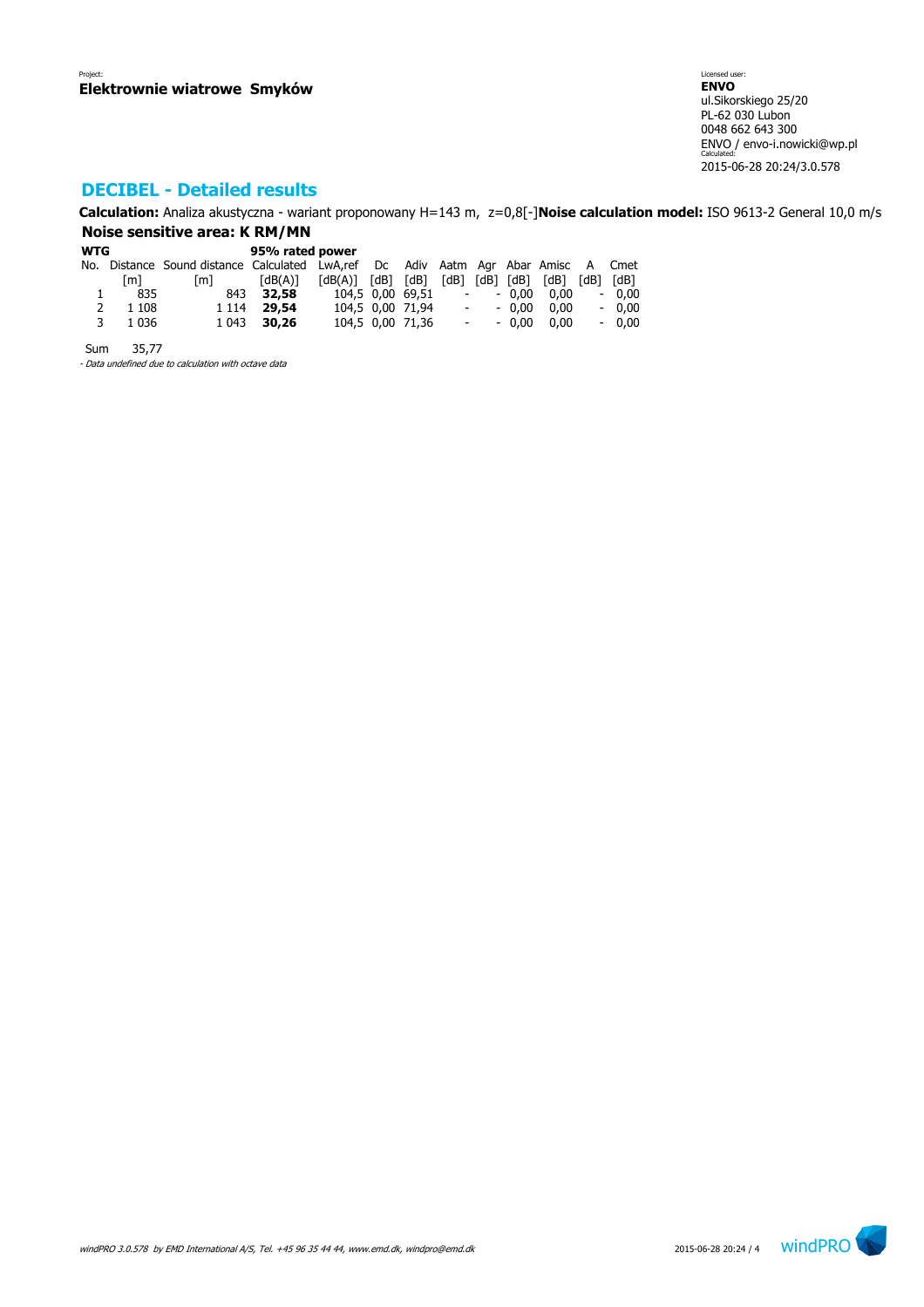Project:
**Elektrownie wiatrowe Smyków**

Licensed user:
**ENVO**
ul.Sikorskiego 25/20
PL-62 030 Lubon
0048 662 643 300
ENVO / envo-i.nowicki@wp.pl
Calculated:
2015-06-28 20:24/3.0.578

## DECIBEL - Detailed results

**Calculation:** Analiza akustyczna - wariant proponowany H=143 m, z=0,8[-]**Noise calculation model:** ISO 9613-2 General 10,0 m/s

### Noise sensitive area: K RM/MN

| WTG | | | 95% rated power | | | | | | | | | |
|---|---|---|---|---|---|---|---|---|---|---|---|---|
| No. | Distance | Sound distance | Calculated | LwA,ref | Dc | Adiv | Aatm | Agr | Abar | Amisc | A | Cmet |
| | [m] | [m] | [dB(A)] | [dB(A)] | [dB] | [dB] | [dB] | [dB] | [dB] | [dB] | [dB] | [dB] |
| 1 | 835 | 843 | **32,58** | 104,5 | 0,00 | 69,51 | - | - | 0,00 | 0,00 | - | 0,00 |
| 2 | 1 108 | 1 114 | **29,54** | 104,5 | 0,00 | 71,94 | - | - | 0,00 | 0,00 | - | 0,00 |
| 3 | 1 036 | 1 043 | **30,26** | 104,5 | 0,00 | 71,36 | - | - | 0,00 | 0,00 | - | 0,00 |

Sum 35,77

*- Data undefined due to calculation with octave data*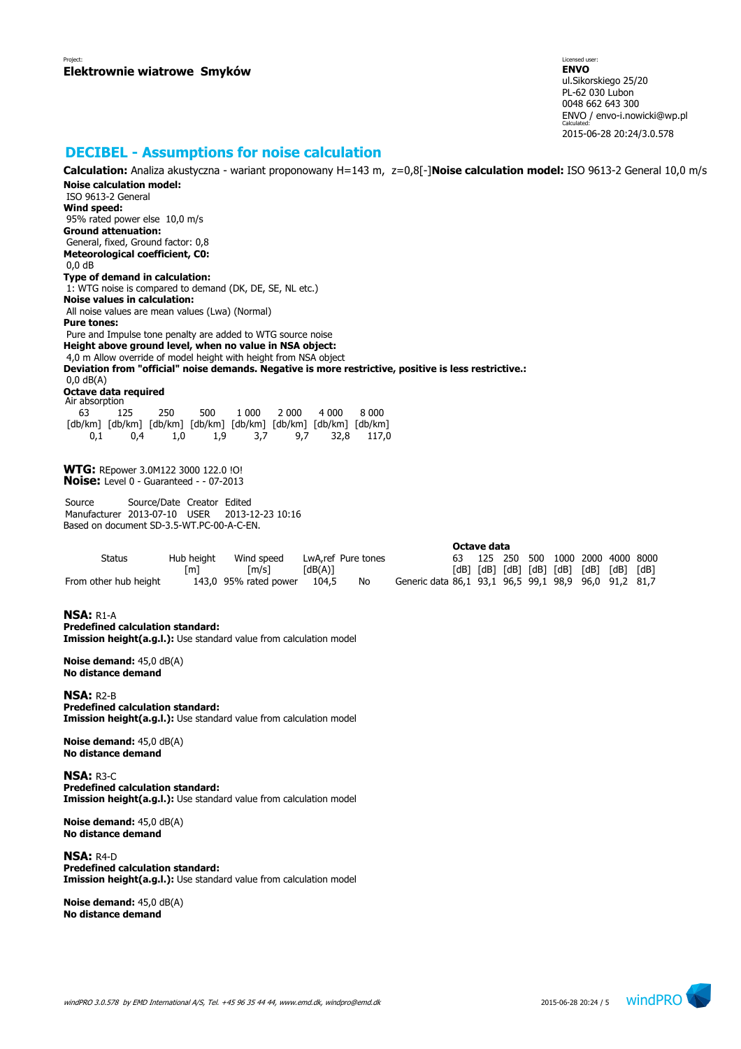Project:
**Elektrownie wiatrowe Smyków**

Licensed user:
**ENVO**
ul.Sikorskiego 25/20
PL-62 030 Lubon
0048 662 643 300
ENVO / envo-i.nowicki@wp.pl
Calculated:
2015-06-28 20:24/3.0.578

# DECIBEL - Assumptions for noise calculation

**Calculation:** Analiza akustyczna - wariant proponowany H=143 m, z=0,8[-]**Noise calculation model:** ISO 9613-2 General 10,0 m/s

**Noise calculation model:**
ISO 9613-2 General
**Wind speed:**
95% rated power else 10,0 m/s
**Ground attenuation:**
General, fixed, Ground factor: 0,8
**Meteorological coefficient, C0:**
0,0 dB
**Type of demand in calculation:**
1: WTG noise is compared to demand (DK, DE, SE, NL etc.)
**Noise values in calculation:**
All noise values are mean values (Lwa) (Normal)
**Pure tones:**
Pure and Impulse tone penalty are added to WTG source noise
**Height above ground level, when no value in NSA object:**
4,0 m Allow override of model height with height from NSA object
**Deviation from "official" noise demands. Negative is more restrictive, positive is less restrictive.:**
0,0 dB(A)
**Octave data required**
Air absorption

| 63 | 125 | 250 | 500 | 1 000 | 2 000 | 4 000 | 8 000 |
|---|---|---|---|---|---|---|---|
| [db/km] | [db/km] | [db/km] | [db/km] | [db/km] | [db/km] | [db/km] | [db/km] |
| 0,1 | 0,4 | 1,0 | 1,9 | 3,7 | 9,7 | 32,8 | 117,0 |

**WTG:** REpower 3.0M122 3000 122.0 !O!
**Noise:** Level 0 - Guaranteed - - 07-2013

| Source | Source/Date | Creator | Edited |
|---|---|---|---|
| Manufacturer | 2013-07-10 | USER | 2013-12-23 10:16 |

Based on document SD-3.5-WT.PC-00-A-C-EN.

| Status | Hub height | Wind speed | LwA,ref | Pure tones | | Octave data | | | | | | | |
|---|---|---|---|---|---|---|---|---|---|---|---|---|---|
| | | | | | | 63 | 125 | 250 | 500 | 1000 | 2000 | 4000 | 8000 |
| | [m] | [m/s] | [dB(A)] | | | [dB] | [dB] | [dB] | [dB] | [dB] | [dB] | [dB] | [dB] |
| From other hub height | 143,0 | 95% rated power | 104,5 | No | Generic data | 86,1 | 93,1 | 96,5 | 99,1 | 98,9 | 96,0 | 91,2 | 81,7 |

**NSA:** R1-A
**Predefined calculation standard:**
**Imission height(a.g.l.):** Use standard value from calculation model

**Noise demand:** 45,0 dB(A)
**No distance demand**

**NSA:** R2-B
**Predefined calculation standard:**
**Imission height(a.g.l.):** Use standard value from calculation model

**Noise demand:** 45,0 dB(A)
**No distance demand**

**NSA:** R3-C
**Predefined calculation standard:**
**Imission height(a.g.l.):** Use standard value from calculation model

**Noise demand:** 45,0 dB(A)
**No distance demand**

**NSA:** R4-D
**Predefined calculation standard:**
**Imission height(a.g.l.):** Use standard value from calculation model

**Noise demand:** 45,0 dB(A)
**No distance demand**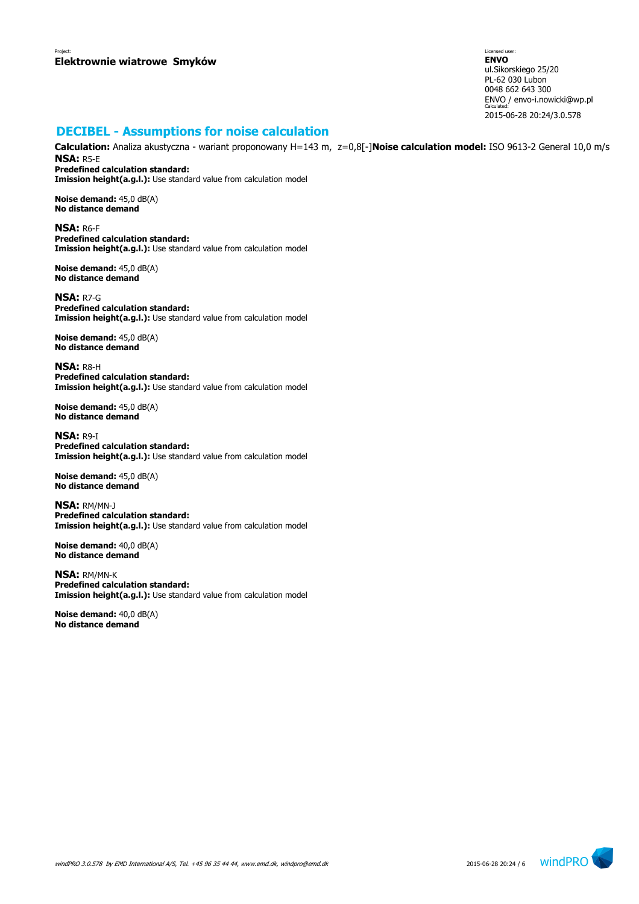Project:
**Elektrownie wiatrowe Smyków**

Licensed user:
**ENVO**
ul.Sikorskiego 25/20
PL-62 030 Lubon
0048 662 643 300
ENVO / envo-i.nowicki@wp.pl
Calculated:
2015-06-28 20:24/3.0.578

## DECIBEL - Assumptions for noise calculation

**Calculation:** Analiza akustyczna - wariant proponowany H=143 m, z=0,8[-] **Noise calculation model:** ISO 9613-2 General 10,0 m/s

**NSA:** R5-E
**Predefined calculation standard:**
**Imission height(a.g.l.):** Use standard value from calculation model

**Noise demand:** 45,0 dB(A)
**No distance demand**

**NSA:** R6-F
**Predefined calculation standard:**
**Imission height(a.g.l.):** Use standard value from calculation model

**Noise demand:** 45,0 dB(A)
**No distance demand**

**NSA:** R7-G
**Predefined calculation standard:**
**Imission height(a.g.l.):** Use standard value from calculation model

**Noise demand:** 45,0 dB(A)
**No distance demand**

**NSA:** R8-H
**Predefined calculation standard:**
**Imission height(a.g.l.):** Use standard value from calculation model

**Noise demand:** 45,0 dB(A)
**No distance demand**

**NSA:** R9-I
**Predefined calculation standard:**
**Imission height(a.g.l.):** Use standard value from calculation model

**Noise demand:** 45,0 dB(A)
**No distance demand**

**NSA:** RM/MN-J
**Predefined calculation standard:**
**Imission height(a.g.l.):** Use standard value from calculation model

**Noise demand:** 40,0 dB(A)
**No distance demand**

**NSA:** RM/MN-K
**Predefined calculation standard:**
**Imission height(a.g.l.):** Use standard value from calculation model

**Noise demand:** 40,0 dB(A)
**No distance demand**